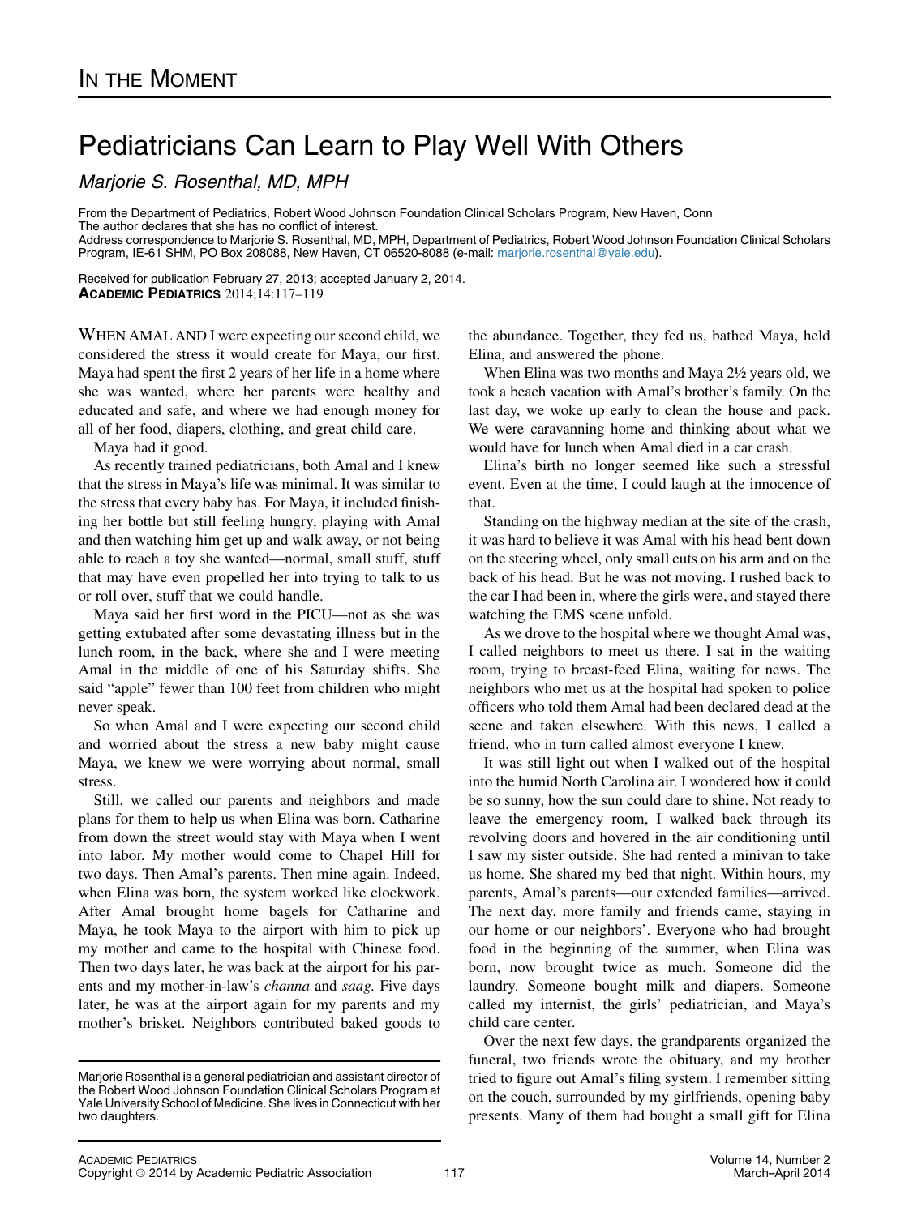# In the Moment

## Pediatricians Can Learn to Play Well With Others

*Marjorie S. Rosenthal, MD, MPH*

From the Department of Pediatrics, Robert Wood Johnson Foundation Clinical Scholars Program, New Haven, Conn
The author declares that she has no conflict of interest.
Address correspondence to Marjorie S. Rosenthal, MD, MPH, Department of Pediatrics, Robert Wood Johnson Foundation Clinical Scholars Program, IE-61 SHM, PO Box 208088, New Haven, CT 06520-8088 (e-mail: marjorie.rosenthal@yale.edu).

Received for publication February 27, 2013; accepted January 2, 2014.
**Academic Pediatrics** 2014;14:117–119

WHEN AMAL AND I were expecting our second child, we considered the stress it would create for Maya, our first. Maya had spent the first 2 years of her life in a home where she was wanted, where her parents were healthy and educated and safe, and where we had enough money for all of her food, diapers, clothing, and great child care.

Maya had it good.

As recently trained pediatricians, both Amal and I knew that the stress in Maya's life was minimal. It was similar to the stress that every baby has. For Maya, it included finishing her bottle but still feeling hungry, playing with Amal and then watching him get up and walk away, or not being able to reach a toy she wanted—normal, small stuff, stuff that may have even propelled her into trying to talk to us or roll over, stuff that we could handle.

Maya said her first word in the PICU—not as she was getting extubated after some devastating illness but in the lunch room, in the back, where she and I were meeting Amal in the middle of one of his Saturday shifts. She said "apple" fewer than 100 feet from children who might never speak.

So when Amal and I were expecting our second child and worried about the stress a new baby might cause Maya, we knew we were worrying about normal, small stress.

Still, we called our parents and neighbors and made plans for them to help us when Elina was born. Catharine from down the street would stay with Maya when I went into labor. My mother would come to Chapel Hill for two days. Then Amal's parents. Then mine again. Indeed, when Elina was born, the system worked like clockwork. After Amal brought home bagels for Catharine and Maya, he took Maya to the airport with him to pick up my mother and came to the hospital with Chinese food. Then two days later, he was back at the airport for his parents and my mother-in-law's *channa* and *saag.* Five days later, he was at the airport again for my parents and my mother's brisket. Neighbors contributed baked goods to the abundance. Together, they fed us, bathed Maya, held Elina, and answered the phone.

When Elina was two months and Maya 2½ years old, we took a beach vacation with Amal's brother's family. On the last day, we woke up early to clean the house and pack. We were caravanning home and thinking about what we would have for lunch when Amal died in a car crash.

Elina's birth no longer seemed like such a stressful event. Even at the time, I could laugh at the innocence of that.

Standing on the highway median at the site of the crash, it was hard to believe it was Amal with his head bent down on the steering wheel, only small cuts on his arm and on the back of his head. But he was not moving. I rushed back to the car I had been in, where the girls were, and stayed there watching the EMS scene unfold.

As we drove to the hospital where we thought Amal was, I called neighbors to meet us there. I sat in the waiting room, trying to breast-feed Elina, waiting for news. The neighbors who met us at the hospital had spoken to police officers who told them Amal had been declared dead at the scene and taken elsewhere. With this news, I called a friend, who in turn called almost everyone I knew.

It was still light out when I walked out of the hospital into the humid North Carolina air. I wondered how it could be so sunny, how the sun could dare to shine. Not ready to leave the emergency room, I walked back through its revolving doors and hovered in the air conditioning until I saw my sister outside. She had rented a minivan to take us home. She shared my bed that night. Within hours, my parents, Amal's parents—our extended families—arrived. The next day, more family and friends came, staying in our home or our neighbors'. Everyone who had brought food in the beginning of the summer, when Elina was born, now brought twice as much. Someone did the laundry. Someone bought milk and diapers. Someone called my internist, the girls' pediatrician, and Maya's child care center.

Over the next few days, the grandparents organized the funeral, two friends wrote the obituary, and my brother tried to figure out Amal's filing system. I remember sitting on the couch, surrounded by my girlfriends, opening baby presents. Many of them had bought a small gift for Elina

Marjorie Rosenthal is a general pediatrician and assistant director of the Robert Wood Johnson Foundation Clinical Scholars Program at Yale University School of Medicine. She lives in Connecticut with her two daughters.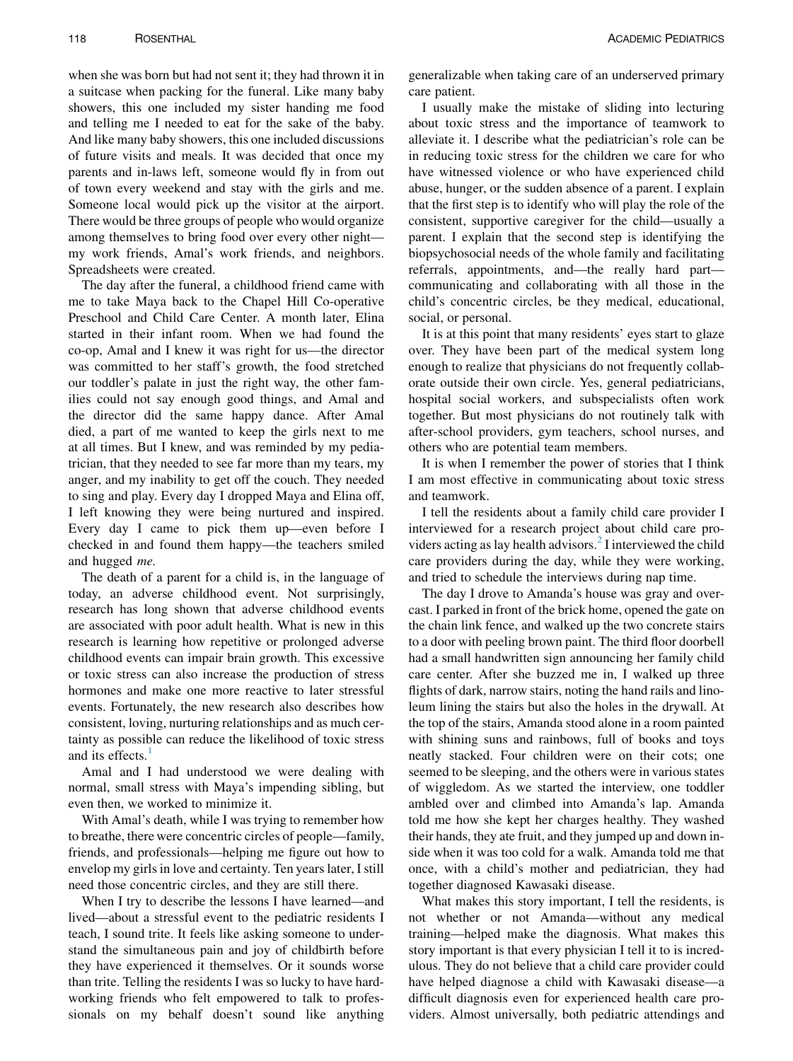when she was born but had not sent it; they had thrown it in a suitcase when packing for the funeral. Like many baby showers, this one included my sister handing me food and telling me I needed to eat for the sake of the baby. And like many baby showers, this one included discussions of future visits and meals. It was decided that once my parents and in-laws left, someone would fly in from out of town every weekend and stay with the girls and me. Someone local would pick up the visitor at the airport. There would be three groups of people who would organize among themselves to bring food over every other night—my work friends, Amal's work friends, and neighbors. Spreadsheets were created.

The day after the funeral, a childhood friend came with me to take Maya back to the Chapel Hill Co-operative Preschool and Child Care Center. A month later, Elina started in their infant room. When we had found the co-op, Amal and I knew it was right for us—the director was committed to her staff's growth, the food stretched our toddler's palate in just the right way, the other families could not say enough good things, and Amal and the director did the same happy dance. After Amal died, a part of me wanted to keep the girls next to me at all times. But I knew, and was reminded by my pediatrician, that they needed to see far more than my tears, my anger, and my inability to get off the couch. They needed to sing and play. Every day I dropped Maya and Elina off, I left knowing they were being nurtured and inspired. Every day I came to pick them up—even before I checked in and found them happy—the teachers smiled and hugged *me*.

The death of a parent for a child is, in the language of today, an adverse childhood event. Not surprisingly, research has long shown that adverse childhood events are associated with poor adult health. What is new in this research is learning how repetitive or prolonged adverse childhood events can impair brain growth. This excessive or toxic stress can also increase the production of stress hormones and make one more reactive to later stressful events. Fortunately, the new research also describes how consistent, loving, nurturing relationships and as much certainty as possible can reduce the likelihood of toxic stress and its effects.[1]

Amal and I had understood we were dealing with normal, small stress with Maya's impending sibling, but even then, we worked to minimize it.

With Amal's death, while I was trying to remember how to breathe, there were concentric circles of people—family, friends, and professionals—helping me figure out how to envelop my girls in love and certainty. Ten years later, I still need those concentric circles, and they are still there.

When I try to describe the lessons I have learned—and lived—about a stressful event to the pediatric residents I teach, I sound trite. It feels like asking someone to understand the simultaneous pain and joy of childbirth before they have experienced it themselves. Or it sounds worse than trite. Telling the residents I was so lucky to have hardworking friends who felt empowered to talk to professionals on my behalf doesn't sound like anything generalizable when taking care of an underserved primary care patient.

I usually make the mistake of sliding into lecturing about toxic stress and the importance of teamwork to alleviate it. I describe what the pediatrician's role can be in reducing toxic stress for the children we care for who have witnessed violence or who have experienced child abuse, hunger, or the sudden absence of a parent. I explain that the first step is to identify who will play the role of the consistent, supportive caregiver for the child—usually a parent. I explain that the second step is identifying the biopsychosocial needs of the whole family and facilitating referrals, appointments, and—the really hard part—communicating and collaborating with all those in the child's concentric circles, be they medical, educational, social, or personal.

It is at this point that many residents' eyes start to glaze over. They have been part of the medical system long enough to realize that physicians do not frequently collaborate outside their own circle. Yes, general pediatricians, hospital social workers, and subspecialists often work together. But most physicians do not routinely talk with after-school providers, gym teachers, school nurses, and others who are potential team members.

It is when I remember the power of stories that I think I am most effective in communicating about toxic stress and teamwork.

I tell the residents about a family child care provider I interviewed for a research project about child care providers acting as lay health advisors.[2] I interviewed the child care providers during the day, while they were working, and tried to schedule the interviews during nap time.

The day I drove to Amanda's house was gray and overcast. I parked in front of the brick home, opened the gate on the chain link fence, and walked up the two concrete stairs to a door with peeling brown paint. The third floor doorbell had a small handwritten sign announcing her family child care center. After she buzzed me in, I walked up three flights of dark, narrow stairs, noting the hand rails and linoleum lining the stairs but also the holes in the drywall. At the top of the stairs, Amanda stood alone in a room painted with shining suns and rainbows, full of books and toys neatly stacked. Four children were on their cots; one seemed to be sleeping, and the others were in various states of wiggledom. As we started the interview, one toddler ambled over and climbed into Amanda's lap. Amanda told me how she kept her charges healthy. They washed their hands, they ate fruit, and they jumped up and down inside when it was too cold for a walk. Amanda told me that once, with a child's mother and pediatrician, they had together diagnosed Kawasaki disease.

What makes this story important, I tell the residents, is not whether or not Amanda—without any medical training—helped make the diagnosis. What makes this story important is that every physician I tell it to is incredulous. They do not believe that a child care provider could have helped diagnose a child with Kawasaki disease—a difficult diagnosis even for experienced health care providers. Almost universally, both pediatric attendings and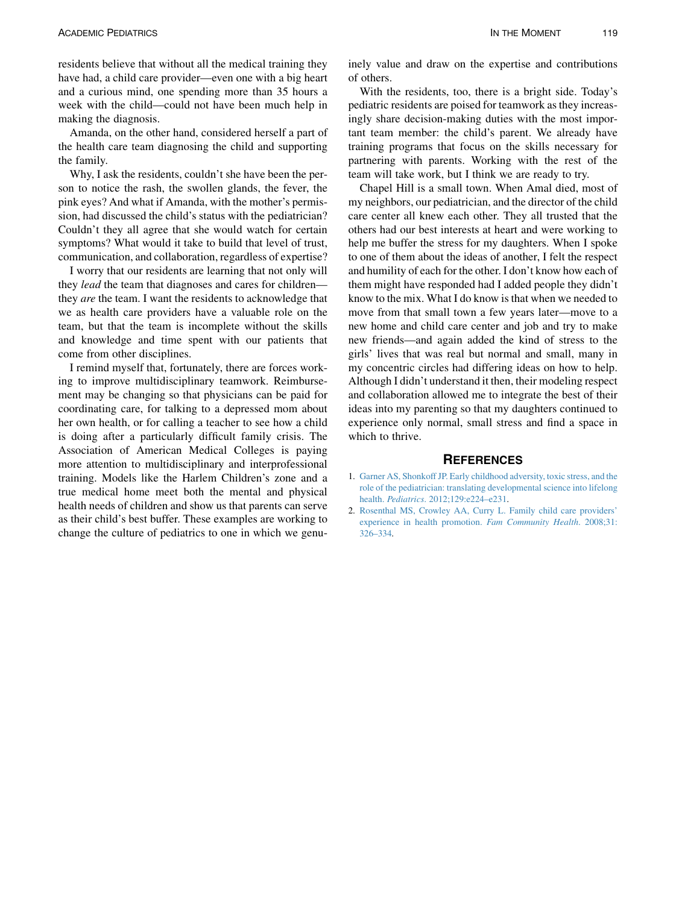residents believe that without all the medical training they have had, a child care provider—even one with a big heart and a curious mind, one spending more than 35 hours a week with the child—could not have been much help in making the diagnosis.

Amanda, on the other hand, considered herself a part of the health care team diagnosing the child and supporting the family.

Why, I ask the residents, couldn't she have been the person to notice the rash, the swollen glands, the fever, the pink eyes? And what if Amanda, with the mother's permission, had discussed the child's status with the pediatrician? Couldn't they all agree that she would watch for certain symptoms? What would it take to build that level of trust, communication, and collaboration, regardless of expertise?

I worry that our residents are learning that not only will they *lead* the team that diagnoses and cares for children—they *are* the team. I want the residents to acknowledge that we as health care providers have a valuable role on the team, but that the team is incomplete without the skills and knowledge and time spent with our patients that come from other disciplines.

I remind myself that, fortunately, there are forces working to improve multidisciplinary teamwork. Reimbursement may be changing so that physicians can be paid for coordinating care, for talking to a depressed mom about her own health, or for calling a teacher to see how a child is doing after a particularly difficult family crisis. The Association of American Medical Colleges is paying more attention to multidisciplinary and interprofessional training. Models like the Harlem Children's zone and a true medical home meet both the mental and physical health needs of children and show us that parents can serve as their child's best buffer. These examples are working to change the culture of pediatrics to one in which we genuinely value and draw on the expertise and contributions of others.

With the residents, too, there is a bright side. Today's pediatric residents are poised for teamwork as they increasingly share decision-making duties with the most important team member: the child's parent. We already have training programs that focus on the skills necessary for partnering with parents. Working with the rest of the team will take work, but I think we are ready to try.

Chapel Hill is a small town. When Amal died, most of my neighbors, our pediatrician, and the director of the child care center all knew each other. They all trusted that the others had our best interests at heart and were working to help me buffer the stress for my daughters. When I spoke to one of them about the ideas of another, I felt the respect and humility of each for the other. I don't know how each of them might have responded had I added people they didn't know to the mix. What I do know is that when we needed to move from that small town a few years later—move to a new home and child care center and job and try to make new friends—and again added the kind of stress to the girls' lives that was real but normal and small, many in my concentric circles had differing ideas on how to help. Although I didn't understand it then, their modeling respect and collaboration allowed me to integrate the best of their ideas into my parenting so that my daughters continued to experience only normal, small stress and find a space in which to thrive.

## References

1. Garner AS, Shonkoff JP. Early childhood adversity, toxic stress, and the role of the pediatrician: translating developmental science into lifelong health. *Pediatrics*. 2012;129:e224–e231.
2. Rosenthal MS, Crowley AA, Curry L. Family child care providers' experience in health promotion. *Fam Community Health*. 2008;31:326–334.